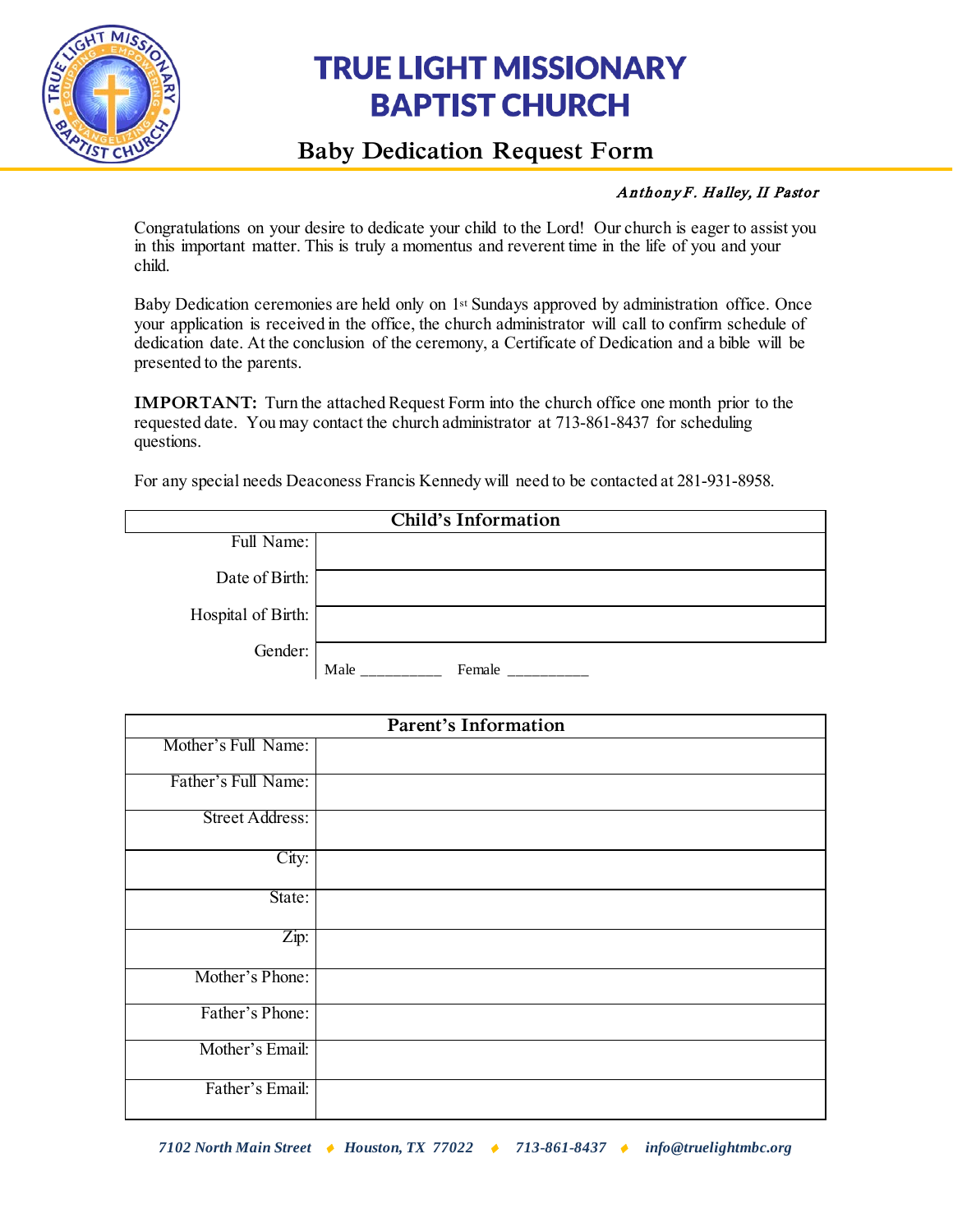# TRUE LIGHT MISSIONARY BAPTIST CHURCH

## Baby Dedication Request Form

*Anthony F. Halley, II Pastor*

Congratulations on your desire to dedicate your child to the Lord! Our church is eager to assist you in this important matter. This is truly a momentus and reverent time in the life of you and your child.

Baby Dedication ceremonies are held only on 1st Sundays approved by administration office. Once your application is received in the office, the church administrator will call to confirm schedule of dedication date. At the conclusion of the ceremony, a Certificate of Dedication and a bible will be presented to the parents.

**IMPORTANT:** Turn the attached Request Form into the church office one month prior to the requested date. You may contact the church administrator at 713-861-8437 for scheduling questions.

For any special needs Deaconess Francis Kennedy will need to be contacted at 281-931-8958.

| Child's Information | |
|---|---|
| Full Name: | |
| Date of Birth: | |
| Hospital of Birth: | |
| Gender: | Male __________ Female __________ |

| Parent's Information | |
|---|---|
| Mother's Full Name: | |
| Father's Full Name: | |
| Street Address: | |
| City: | |
| State: | |
| Zip: | |
| Mother's Phone: | |
| Father's Phone: | |
| Mother's Email: | |
| Father's Email: | |

*7102 North Main Street ♦ Houston, TX 77022 ♦ 713-861-8437 ♦ info@truelightmbc.org*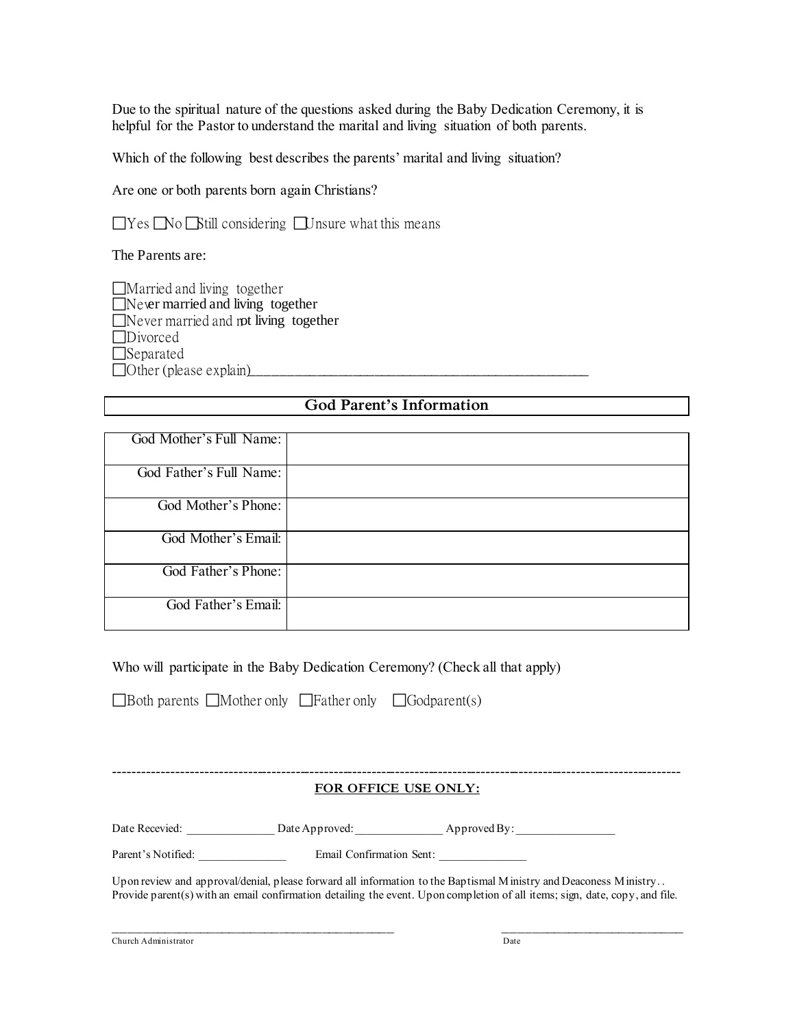Due to the spiritual nature of the questions asked during the Baby Dedication Ceremony, it is helpful for the Pastor to understand the marital and living situation of both parents.

Which of the following best describes the parents' marital and living situation?

Are one or both parents born again Christians?

☐Yes ☐No ☐Still considering ☐Unsure what this means

The Parents are:

☐Married and living together
☐Never married and living together
☐Never married and not living together
☐Divorced
☐Separated
☐Other (please explain)_______________________________________________

## God Parent's Information

| | |
|---|---|
| God Mother's Full Name: | |
| God Father's Full Name: | |
| God Mother's Phone: | |
| God Mother's Email: | |
| God Father's Phone: | |
| God Father's Email: | |

Who will participate in the Baby Dedication Ceremony? (Check all that apply)

☐Both parents ☐Mother only ☐Father only ☐Godparent(s)

---

**FOR OFFICE USE ONLY:**

Date Recevied: _______________ Date Approved: _______________ Approved By: _________________

Parent's Notified: _______________ Email Confirmation Sent: _______________

Upon review and approval/denial, please forward all information to the Baptismal Ministry and Deaconess Ministry. . Provide parent(s) with an email confirmation detailing the event. Upon completion of all items; sign, date, copy, and file.

_______________________________________________ ________________________________

Church Administrator Date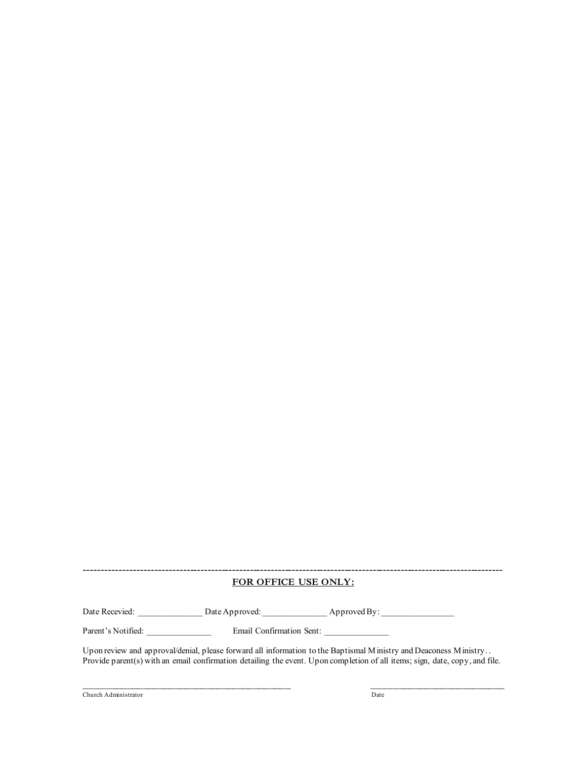---

**FOR OFFICE USE ONLY:**

Date Recevied: _______________ Date Approved: _______________ Approved By: _________________

Parent's Notified: _______________ Email Confirmation Sent: _______________

Upon review and approval/denial, please forward all information to the Baptismal Ministry and Deaconess Ministry. . Provide parent(s) with an email confirmation detailing the event. Upon completion of all items; sign, date, copy, and file.

_________________________________________________ Church Administrator

_________________________________ Date